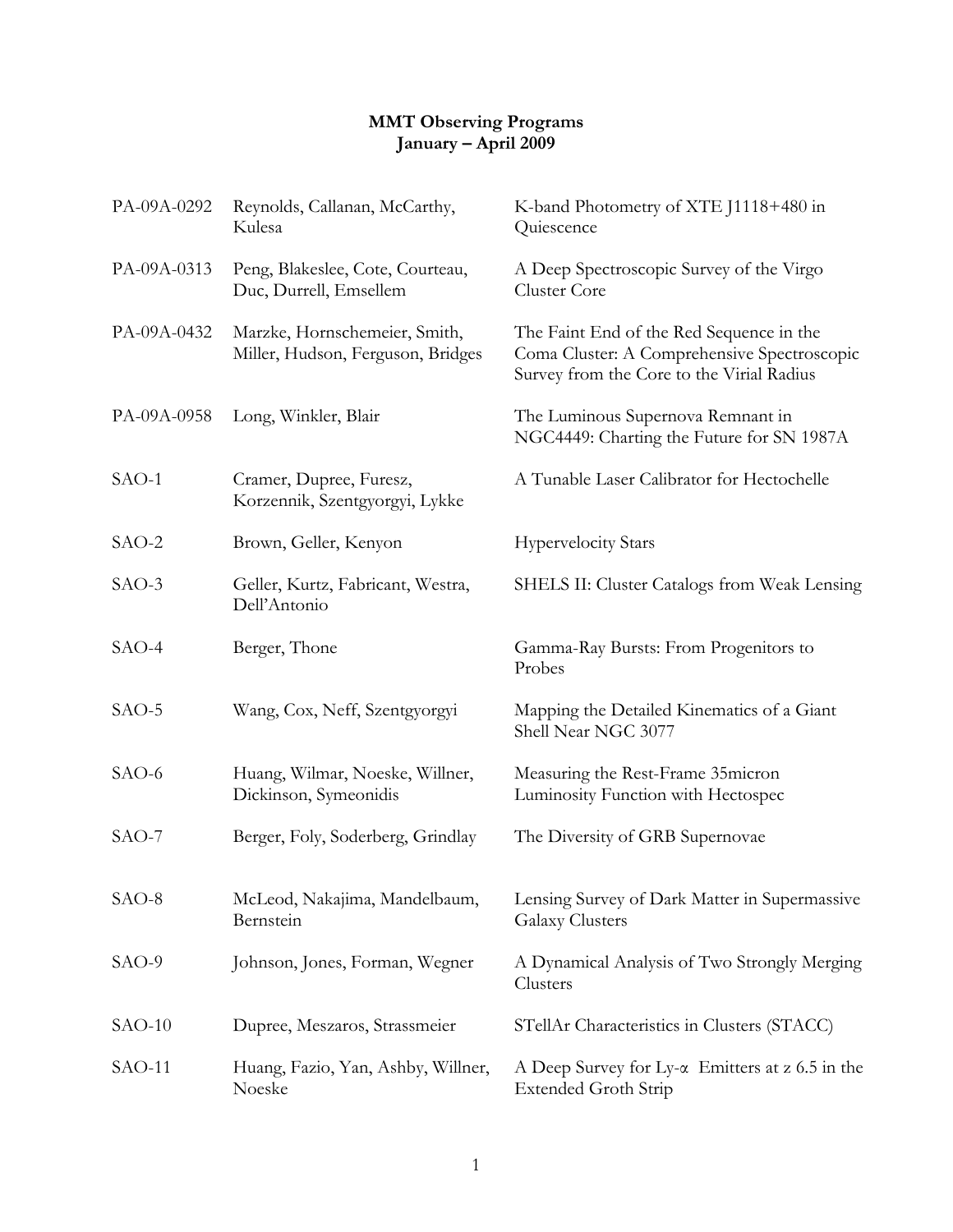# MMT Observing Programs
## January – April 2009

| | | |
|---|---|---|
| PA-09A-0292 | Reynolds, Callanan, McCarthy, Kulesa | K-band Photometry of XTE J1118+480 in Quiescence |
| PA-09A-0313 | Peng, Blakeslee, Cote, Courteau, Duc, Durrell, Emsellem | A Deep Spectroscopic Survey of the Virgo Cluster Core |
| PA-09A-0432 | Marzke, Hornschemeier, Smith, Miller, Hudson, Ferguson, Bridges | The Faint End of the Red Sequence in the Coma Cluster: A Comprehensive Spectroscopic Survey from the Core to the Virial Radius |
| PA-09A-0958 | Long, Winkler, Blair | The Luminous Supernova Remnant in NGC4449: Charting the Future for SN 1987A |
| SAO-1 | Cramer, Dupree, Furesz, Korzennik, Szentgyorgyi, Lykke | A Tunable Laser Calibrator for Hectochelle |
| SAO-2 | Brown, Geller, Kenyon | Hypervelocity Stars |
| SAO-3 | Geller, Kurtz, Fabricant, Westra, Dell'Antonio | SHELS II: Cluster Catalogs from Weak Lensing |
| SAO-4 | Berger, Thone | Gamma-Ray Bursts: From Progenitors to Probes |
| SAO-5 | Wang, Cox, Neff, Szentgyorgyi | Mapping the Detailed Kinematics of a Giant Shell Near NGC 3077 |
| SAO-6 | Huang, Wilmar, Noeske, Willner, Dickinson, Symeonidis | Measuring the Rest-Frame 35micron Luminosity Function with Hectospec |
| SAO-7 | Berger, Foly, Soderberg, Grindlay | The Diversity of GRB Supernovae |
| SAO-8 | McLeod, Nakajima, Mandelbaum, Bernstein | Lensing Survey of Dark Matter in Supermassive Galaxy Clusters |
| SAO-9 | Johnson, Jones, Forman, Wegner | A Dynamical Analysis of Two Strongly Merging Clusters |
| SAO-10 | Dupree, Meszaros, Strassmeier | STellAr Characteristics in Clusters (STACC) |
| SAO-11 | Huang, Fazio, Yan, Ashby, Willner, Noeske | A Deep Survey for Ly-$\alpha$ Emitters at z 6.5 in the Extended Groth Strip |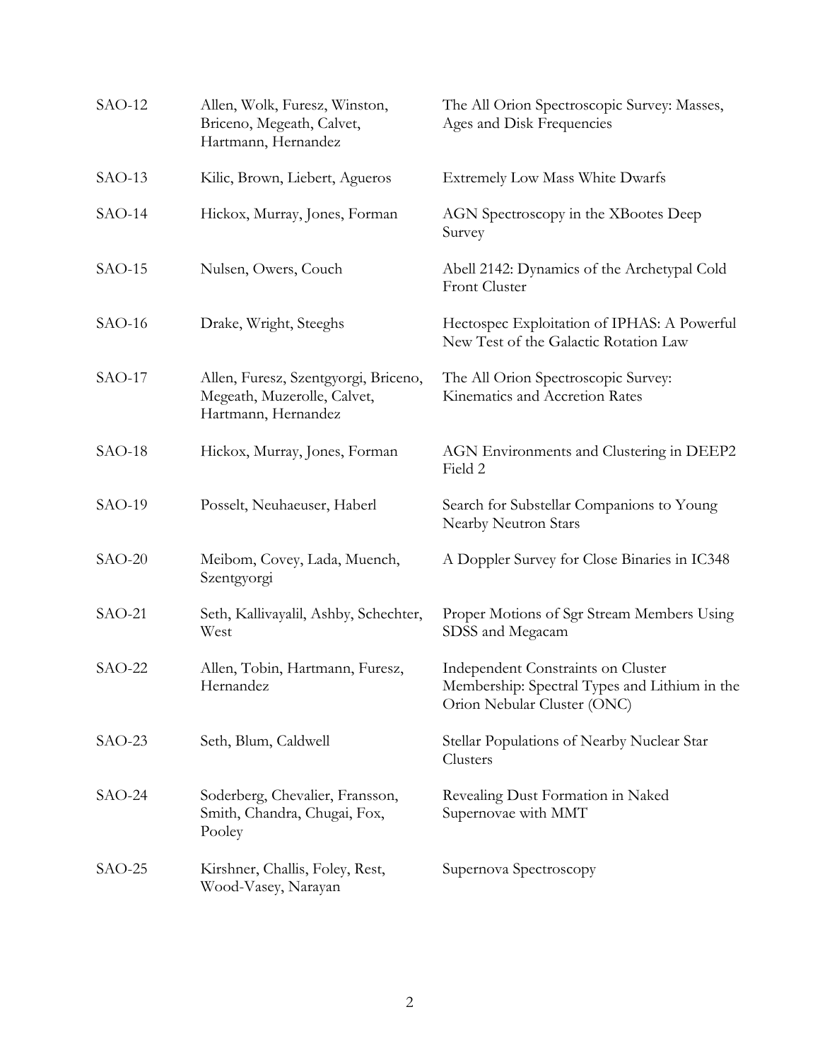| | | |
|---|---|---|
| SAO-12 | Allen, Wolk, Furesz, Winston, Briceno, Megeath, Calvet, Hartmann, Hernandez | The All Orion Spectroscopic Survey: Masses, Ages and Disk Frequencies |
| SAO-13 | Kilic, Brown, Liebert, Agueros | Extremely Low Mass White Dwarfs |
| SAO-14 | Hickox, Murray, Jones, Forman | AGN Spectroscopy in the XBootes Deep Survey |
| SAO-15 | Nulsen, Owers, Couch | Abell 2142: Dynamics of the Archetypal Cold Front Cluster |
| SAO-16 | Drake, Wright, Steeghs | Hectospec Exploitation of IPHAS: A Powerful New Test of the Galactic Rotation Law |
| SAO-17 | Allen, Furesz, Szentgyorgi, Briceno, Megeath, Muzerolle, Calvet, Hartmann, Hernandez | The All Orion Spectroscopic Survey: Kinematics and Accretion Rates |
| SAO-18 | Hickox, Murray, Jones, Forman | AGN Environments and Clustering in DEEP2 Field 2 |
| SAO-19 | Posselt, Neuhaeuser, Haberl | Search for Substellar Companions to Young Nearby Neutron Stars |
| SAO-20 | Meibom, Covey, Lada, Muench, Szentgyorgi | A Doppler Survey for Close Binaries in IC348 |
| SAO-21 | Seth, Kallivayalil, Ashby, Schechter, West | Proper Motions of Sgr Stream Members Using SDSS and Megacam |
| SAO-22 | Allen, Tobin, Hartmann, Furesz, Hernandez | Independent Constraints on Cluster Membership: Spectral Types and Lithium in the Orion Nebular Cluster (ONC) |
| SAO-23 | Seth, Blum, Caldwell | Stellar Populations of Nearby Nuclear Star Clusters |
| SAO-24 | Soderberg, Chevalier, Fransson, Smith, Chandra, Chugai, Fox, Pooley | Revealing Dust Formation in Naked Supernovae with MMT |
| SAO-25 | Kirshner, Challis, Foley, Rest, Wood-Vasey, Narayan | Supernova Spectroscopy |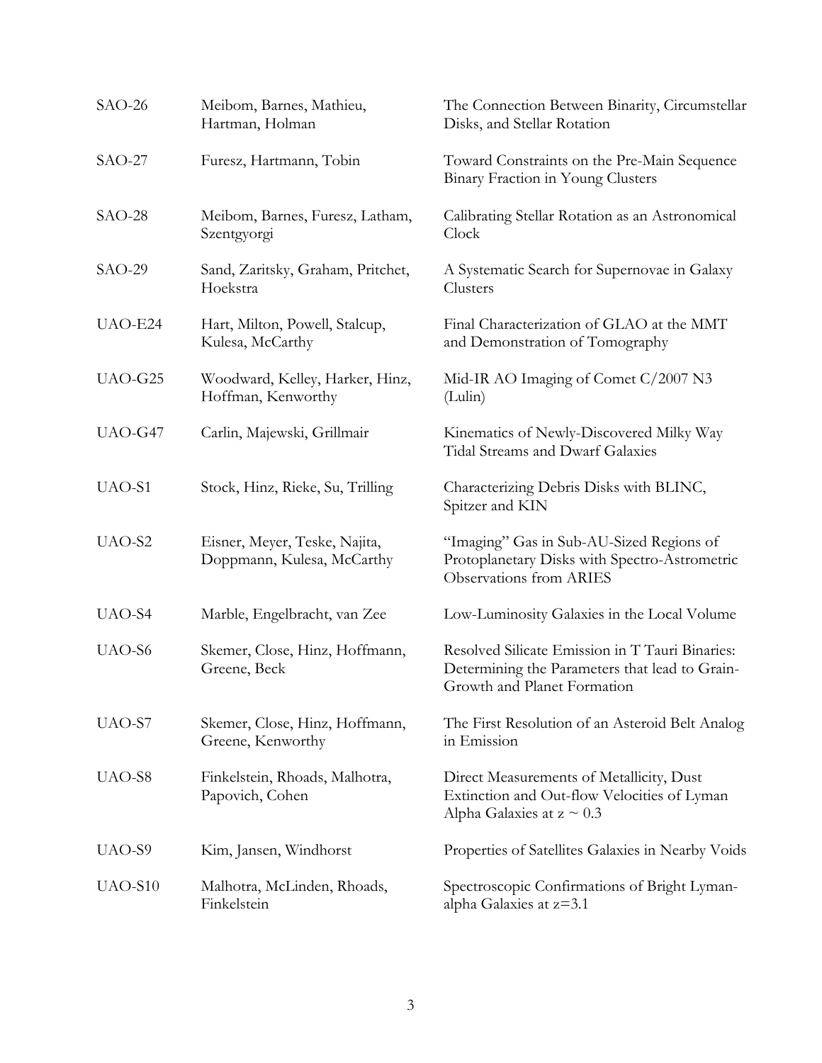| | | |
|---|---|---|
| SAO-26 | Meibom, Barnes, Mathieu, Hartman, Holman | The Connection Between Binarity, Circumstellar Disks, and Stellar Rotation |
| SAO-27 | Furesz, Hartmann, Tobin | Toward Constraints on the Pre-Main Sequence Binary Fraction in Young Clusters |
| SAO-28 | Meibom, Barnes, Furesz, Latham, Szentgyorgi | Calibrating Stellar Rotation as an Astronomical Clock |
| SAO-29 | Sand, Zaritsky, Graham, Pritchet, Hoekstra | A Systematic Search for Supernovae in Galaxy Clusters |
| UAO-E24 | Hart, Milton, Powell, Stalcup, Kulesa, McCarthy | Final Characterization of GLAO at the MMT and Demonstration of Tomography |
| UAO-G25 | Woodward, Kelley, Harker, Hinz, Hoffman, Kenworthy | Mid-IR AO Imaging of Comet C/2007 N3 (Lulin) |
| UAO-G47 | Carlin, Majewski, Grillmair | Kinematics of Newly-Discovered Milky Way Tidal Streams and Dwarf Galaxies |
| UAO-S1 | Stock, Hinz, Rieke, Su, Trilling | Characterizing Debris Disks with BLINC, Spitzer and KIN |
| UAO-S2 | Eisner, Meyer, Teske, Najita, Doppmann, Kulesa, McCarthy | "Imaging" Gas in Sub-AU-Sized Regions of Protoplanetary Disks with Spectro-Astrometric Observations from ARIES |
| UAO-S4 | Marble, Engelbracht, van Zee | Low-Luminosity Galaxies in the Local Volume |
| UAO-S6 | Skemer, Close, Hinz, Hoffmann, Greene, Beck | Resolved Silicate Emission in T Tauri Binaries: Determining the Parameters that lead to Grain-Growth and Planet Formation |
| UAO-S7 | Skemer, Close, Hinz, Hoffmann, Greene, Kenworthy | The First Resolution of an Asteroid Belt Analog in Emission |
| UAO-S8 | Finkelstein, Rhoads, Malhotra, Papovich, Cohen | Direct Measurements of Metallicity, Dust Extinction and Out-flow Velocities of Lyman Alpha Galaxies at $z \sim 0.3$ |
| UAO-S9 | Kim, Jansen, Windhorst | Properties of Satellites Galaxies in Nearby Voids |
| UAO-S10 | Malhotra, McLinden, Rhoads, Finkelstein | Spectroscopic Confirmations of Bright Lyman-alpha Galaxies at $z=3.1$ |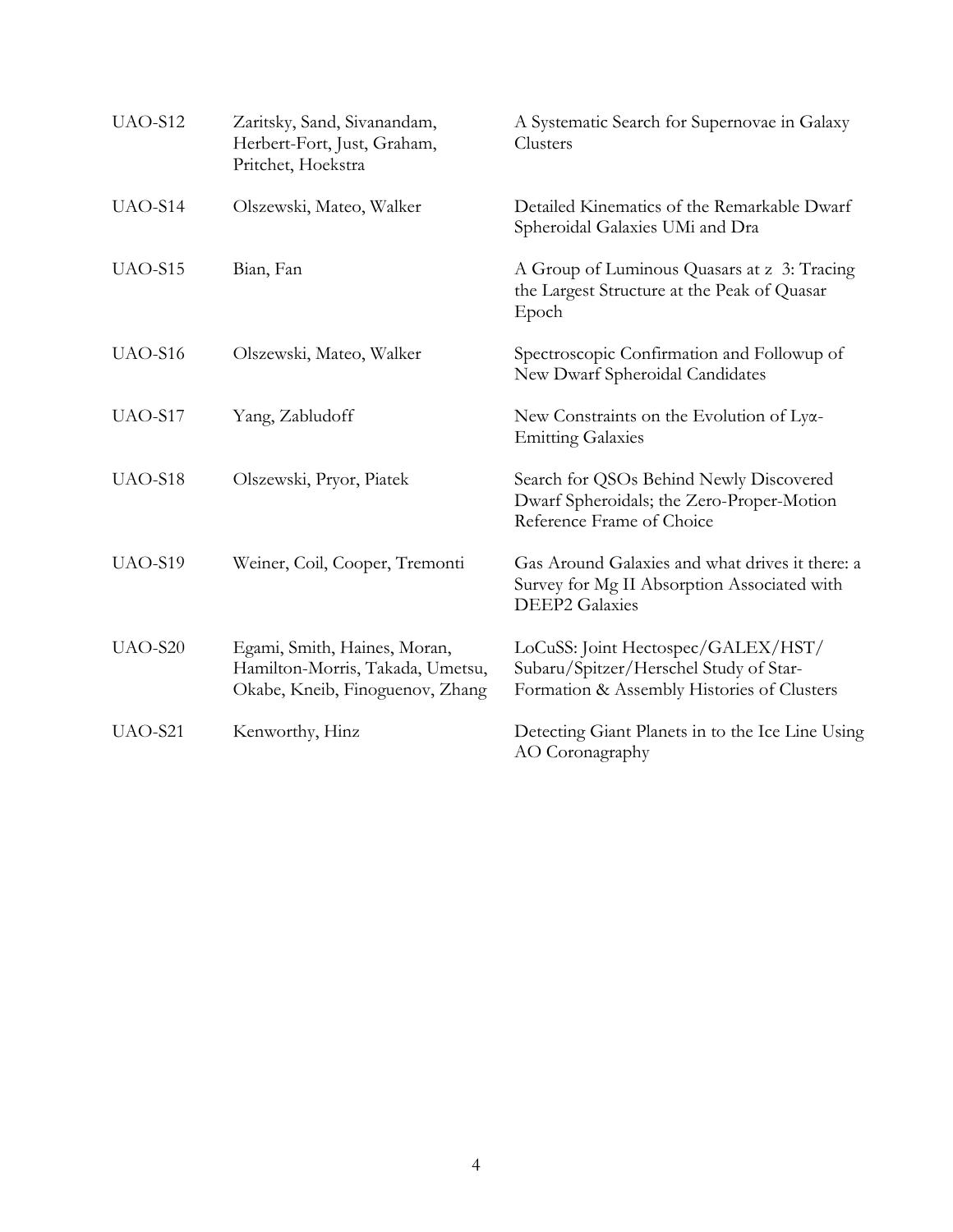| | | |
|---|---|---|
| UAO-S12 | Zaritsky, Sand, Sivanandam, Herbert-Fort, Just, Graham, Pritchet, Hoekstra | A Systematic Search for Supernovae in Galaxy Clusters |
| UAO-S14 | Olszewski, Mateo, Walker | Detailed Kinematics of the Remarkable Dwarf Spheroidal Galaxies UMi and Dra |
| UAO-S15 | Bian, Fan | A Group of Luminous Quasars at z 3: Tracing the Largest Structure at the Peak of Quasar Epoch |
| UAO-S16 | Olszewski, Mateo, Walker | Spectroscopic Confirmation and Followup of New Dwarf Spheroidal Candidates |
| UAO-S17 | Yang, Zabludoff | New Constraints on the Evolution of Lyα-Emitting Galaxies |
| UAO-S18 | Olszewski, Pryor, Piatek | Search for QSOs Behind Newly Discovered Dwarf Spheroidals; the Zero-Proper-Motion Reference Frame of Choice |
| UAO-S19 | Weiner, Coil, Cooper, Tremonti | Gas Around Galaxies and what drives it there: a Survey for Mg II Absorption Associated with DEEP2 Galaxies |
| UAO-S20 | Egami, Smith, Haines, Moran, Hamilton-Morris, Takada, Umetsu, Okabe, Kneib, Finoguenov, Zhang | LoCuSS: Joint Hectospec/GALEX/HST/Subaru/Spitzer/Herschel Study of Star-Formation & Assembly Histories of Clusters |
| UAO-S21 | Kenworthy, Hinz | Detecting Giant Planets in to the Ice Line Using AO Coronagraphy |